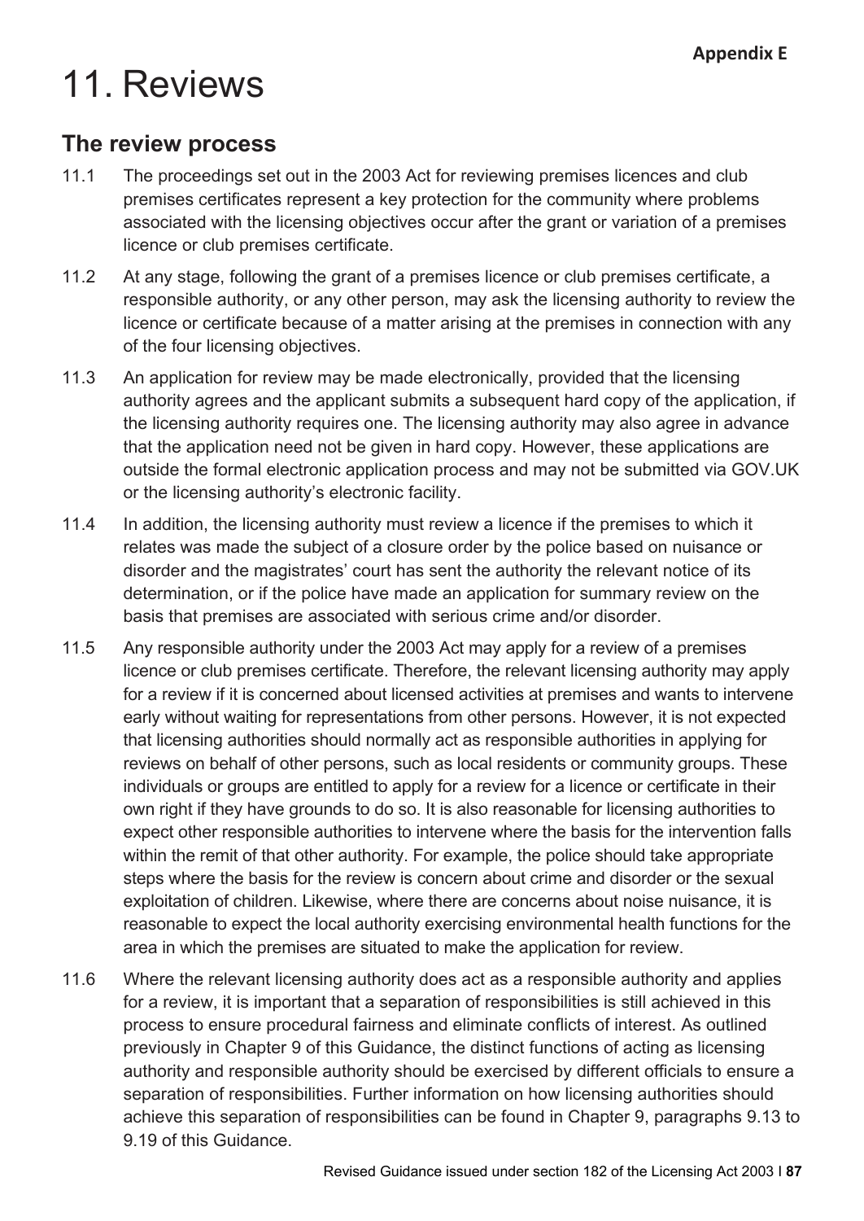Appendix E

# 11. Reviews

## The review process

11.1 The proceedings set out in the 2003 Act for reviewing premises licences and club premises certificates represent a key protection for the community where problems associated with the licensing objectives occur after the grant or variation of a premises licence or club premises certificate.

11.2 At any stage, following the grant of a premises licence or club premises certificate, a responsible authority, or any other person, may ask the licensing authority to review the licence or certificate because of a matter arising at the premises in connection with any of the four licensing objectives.

11.3 An application for review may be made electronically, provided that the licensing authority agrees and the applicant submits a subsequent hard copy of the application, if the licensing authority requires one. The licensing authority may also agree in advance that the application need not be given in hard copy. However, these applications are outside the formal electronic application process and may not be submitted via GOV.UK or the licensing authority's electronic facility.

11.4 In addition, the licensing authority must review a licence if the premises to which it relates was made the subject of a closure order by the police based on nuisance or disorder and the magistrates' court has sent the authority the relevant notice of its determination, or if the police have made an application for summary review on the basis that premises are associated with serious crime and/or disorder.

11.5 Any responsible authority under the 2003 Act may apply for a review of a premises licence or club premises certificate. Therefore, the relevant licensing authority may apply for a review if it is concerned about licensed activities at premises and wants to intervene early without waiting for representations from other persons. However, it is not expected that licensing authorities should normally act as responsible authorities in applying for reviews on behalf of other persons, such as local residents or community groups. These individuals or groups are entitled to apply for a review for a licence or certificate in their own right if they have grounds to do so. It is also reasonable for licensing authorities to expect other responsible authorities to intervene where the basis for the intervention falls within the remit of that other authority. For example, the police should take appropriate steps where the basis for the review is concern about crime and disorder or the sexual exploitation of children. Likewise, where there are concerns about noise nuisance, it is reasonable to expect the local authority exercising environmental health functions for the area in which the premises are situated to make the application for review.

11.6 Where the relevant licensing authority does act as a responsible authority and applies for a review, it is important that a separation of responsibilities is still achieved in this process to ensure procedural fairness and eliminate conflicts of interest. As outlined previously in Chapter 9 of this Guidance, the distinct functions of acting as licensing authority and responsible authority should be exercised by different officials to ensure a separation of responsibilities. Further information on how licensing authorities should achieve this separation of responsibilities can be found in Chapter 9, paragraphs 9.13 to 9.19 of this Guidance.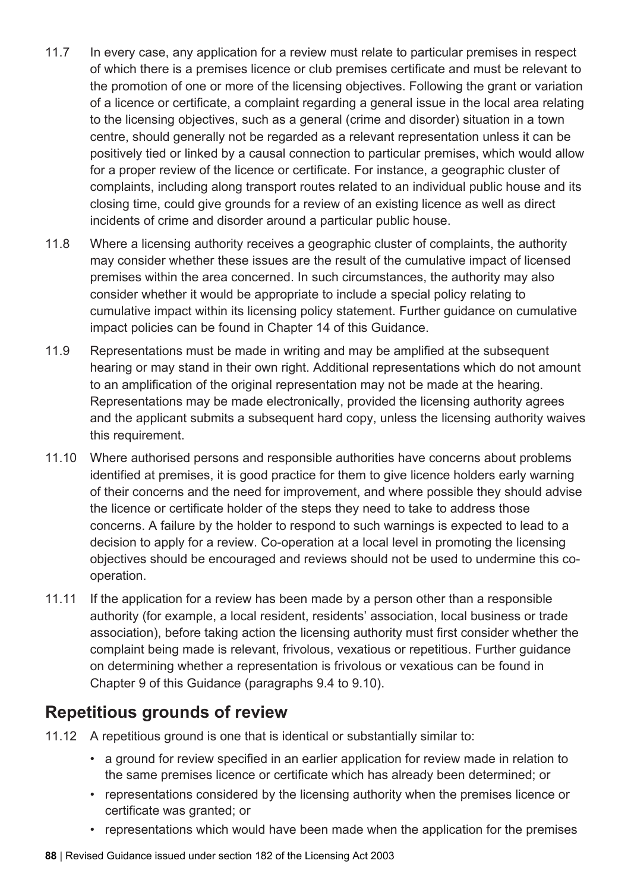11.7 In every case, any application for a review must relate to particular premises in respect of which there is a premises licence or club premises certificate and must be relevant to the promotion of one or more of the licensing objectives. Following the grant or variation of a licence or certificate, a complaint regarding a general issue in the local area relating to the licensing objectives, such as a general (crime and disorder) situation in a town centre, should generally not be regarded as a relevant representation unless it can be positively tied or linked by a causal connection to particular premises, which would allow for a proper review of the licence or certificate. For instance, a geographic cluster of complaints, including along transport routes related to an individual public house and its closing time, could give grounds for a review of an existing licence as well as direct incidents of crime and disorder around a particular public house.

11.8 Where a licensing authority receives a geographic cluster of complaints, the authority may consider whether these issues are the result of the cumulative impact of licensed premises within the area concerned. In such circumstances, the authority may also consider whether it would be appropriate to include a special policy relating to cumulative impact within its licensing policy statement. Further guidance on cumulative impact policies can be found in Chapter 14 of this Guidance.

11.9 Representations must be made in writing and may be amplified at the subsequent hearing or may stand in their own right. Additional representations which do not amount to an amplification of the original representation may not be made at the hearing. Representations may be made electronically, provided the licensing authority agrees and the applicant submits a subsequent hard copy, unless the licensing authority waives this requirement.

11.10 Where authorised persons and responsible authorities have concerns about problems identified at premises, it is good practice for them to give licence holders early warning of their concerns and the need for improvement, and where possible they should advise the licence or certificate holder of the steps they need to take to address those concerns. A failure by the holder to respond to such warnings is expected to lead to a decision to apply for a review. Co-operation at a local level in promoting the licensing objectives should be encouraged and reviews should not be used to undermine this co-operation.

11.11 If the application for a review has been made by a person other than a responsible authority (for example, a local resident, residents' association, local business or trade association), before taking action the licensing authority must first consider whether the complaint being made is relevant, frivolous, vexatious or repetitious. Further guidance on determining whether a representation is frivolous or vexatious can be found in Chapter 9 of this Guidance (paragraphs 9.4 to 9.10).

## Repetitious grounds of review

11.12 A repetitious ground is one that is identical or substantially similar to:

- a ground for review specified in an earlier application for review made in relation to the same premises licence or certificate which has already been determined; or
- representations considered by the licensing authority when the premises licence or certificate was granted; or
- representations which would have been made when the application for the premises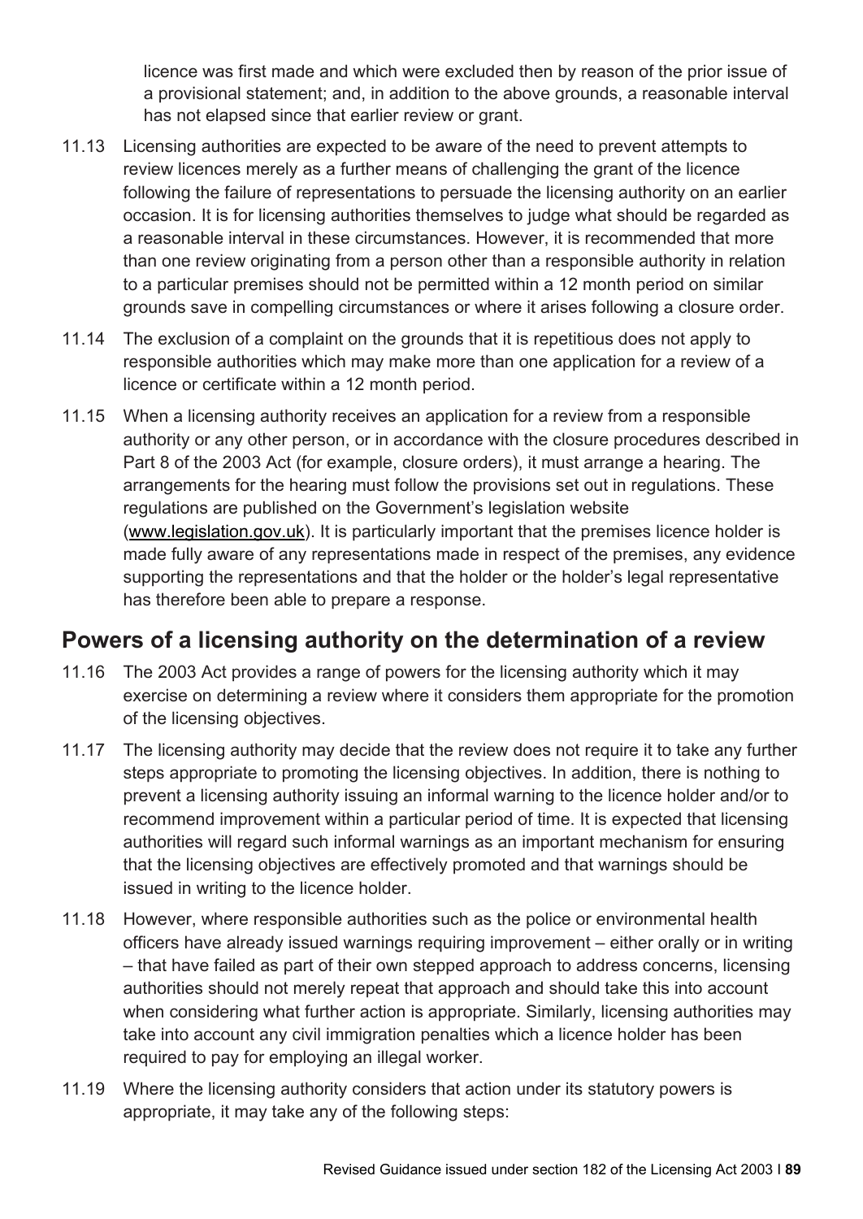licence was first made and which were excluded then by reason of the prior issue of a provisional statement; and, in addition to the above grounds, a reasonable interval has not elapsed since that earlier review or grant.

11.13 Licensing authorities are expected to be aware of the need to prevent attempts to review licences merely as a further means of challenging the grant of the licence following the failure of representations to persuade the licensing authority on an earlier occasion. It is for licensing authorities themselves to judge what should be regarded as a reasonable interval in these circumstances. However, it is recommended that more than one review originating from a person other than a responsible authority in relation to a particular premises should not be permitted within a 12 month period on similar grounds save in compelling circumstances or where it arises following a closure order.

11.14 The exclusion of a complaint on the grounds that it is repetitious does not apply to responsible authorities which may make more than one application for a review of a licence or certificate within a 12 month period.

11.15 When a licensing authority receives an application for a review from a responsible authority or any other person, or in accordance with the closure procedures described in Part 8 of the 2003 Act (for example, closure orders), it must arrange a hearing. The arrangements for the hearing must follow the provisions set out in regulations. These regulations are published on the Government's legislation website (www.legislation.gov.uk). It is particularly important that the premises licence holder is made fully aware of any representations made in respect of the premises, any evidence supporting the representations and that the holder or the holder's legal representative has therefore been able to prepare a response.

## Powers of a licensing authority on the determination of a review

11.16 The 2003 Act provides a range of powers for the licensing authority which it may exercise on determining a review where it considers them appropriate for the promotion of the licensing objectives.

11.17 The licensing authority may decide that the review does not require it to take any further steps appropriate to promoting the licensing objectives. In addition, there is nothing to prevent a licensing authority issuing an informal warning to the licence holder and/or to recommend improvement within a particular period of time. It is expected that licensing authorities will regard such informal warnings as an important mechanism for ensuring that the licensing objectives are effectively promoted and that warnings should be issued in writing to the licence holder.

11.18 However, where responsible authorities such as the police or environmental health officers have already issued warnings requiring improvement – either orally or in writing – that have failed as part of their own stepped approach to address concerns, licensing authorities should not merely repeat that approach and should take this into account when considering what further action is appropriate. Similarly, licensing authorities may take into account any civil immigration penalties which a licence holder has been required to pay for employing an illegal worker.

11.19 Where the licensing authority considers that action under its statutory powers is appropriate, it may take any of the following steps: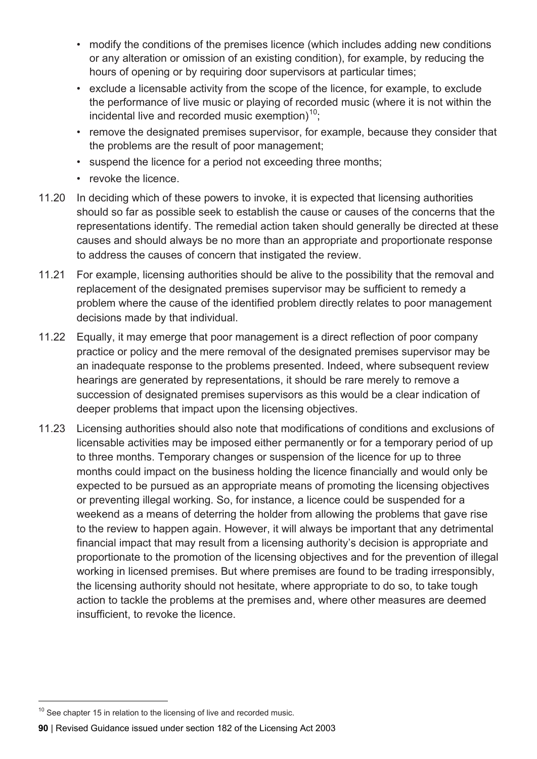- modify the conditions of the premises licence (which includes adding new conditions or any alteration or omission of an existing condition), for example, by reducing the hours of opening or by requiring door supervisors at particular times;
- exclude a licensable activity from the scope of the licence, for example, to exclude the performance of live music or playing of recorded music (where it is not within the incidental live and recorded music exemption)[10];
- remove the designated premises supervisor, for example, because they consider that the problems are the result of poor management;
- suspend the licence for a period not exceeding three months;
- revoke the licence.

11.20 In deciding which of these powers to invoke, it is expected that licensing authorities should so far as possible seek to establish the cause or causes of the concerns that the representations identify. The remedial action taken should generally be directed at these causes and should always be no more than an appropriate and proportionate response to address the causes of concern that instigated the review.

11.21 For example, licensing authorities should be alive to the possibility that the removal and replacement of the designated premises supervisor may be sufficient to remedy a problem where the cause of the identified problem directly relates to poor management decisions made by that individual.

11.22 Equally, it may emerge that poor management is a direct reflection of poor company practice or policy and the mere removal of the designated premises supervisor may be an inadequate response to the problems presented. Indeed, where subsequent review hearings are generated by representations, it should be rare merely to remove a succession of designated premises supervisors as this would be a clear indication of deeper problems that impact upon the licensing objectives.

11.23 Licensing authorities should also note that modifications of conditions and exclusions of licensable activities may be imposed either permanently or for a temporary period of up to three months. Temporary changes or suspension of the licence for up to three months could impact on the business holding the licence financially and would only be expected to be pursued as an appropriate means of promoting the licensing objectives or preventing illegal working. So, for instance, a licence could be suspended for a weekend as a means of deterring the holder from allowing the problems that gave rise to the review to happen again. However, it will always be important that any detrimental financial impact that may result from a licensing authority's decision is appropriate and proportionate to the promotion of the licensing objectives and for the prevention of illegal working in licensed premises. But where premises are found to be trading irresponsibly, the licensing authority should not hesitate, where appropriate to do so, to take tough action to tackle the problems at the premises and, where other measures are deemed insufficient, to revoke the licence.

[10] See chapter 15 in relation to the licensing of live and recorded music.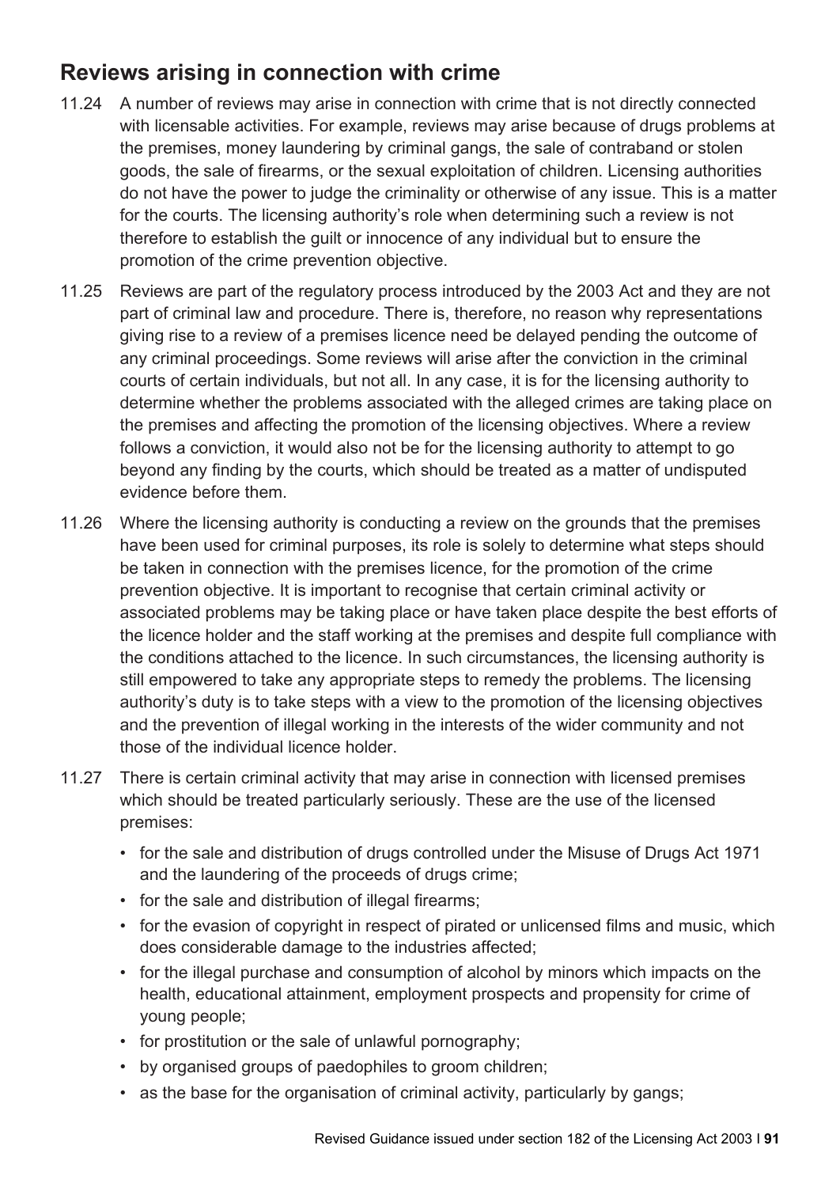## Reviews arising in connection with crime

11.24 A number of reviews may arise in connection with crime that is not directly connected with licensable activities. For example, reviews may arise because of drugs problems at the premises, money laundering by criminal gangs, the sale of contraband or stolen goods, the sale of firearms, or the sexual exploitation of children. Licensing authorities do not have the power to judge the criminality or otherwise of any issue. This is a matter for the courts. The licensing authority's role when determining such a review is not therefore to establish the guilt or innocence of any individual but to ensure the promotion of the crime prevention objective.

11.25 Reviews are part of the regulatory process introduced by the 2003 Act and they are not part of criminal law and procedure. There is, therefore, no reason why representations giving rise to a review of a premises licence need be delayed pending the outcome of any criminal proceedings. Some reviews will arise after the conviction in the criminal courts of certain individuals, but not all. In any case, it is for the licensing authority to determine whether the problems associated with the alleged crimes are taking place on the premises and affecting the promotion of the licensing objectives. Where a review follows a conviction, it would also not be for the licensing authority to attempt to go beyond any finding by the courts, which should be treated as a matter of undisputed evidence before them.

11.26 Where the licensing authority is conducting a review on the grounds that the premises have been used for criminal purposes, its role is solely to determine what steps should be taken in connection with the premises licence, for the promotion of the crime prevention objective. It is important to recognise that certain criminal activity or associated problems may be taking place or have taken place despite the best efforts of the licence holder and the staff working at the premises and despite full compliance with the conditions attached to the licence. In such circumstances, the licensing authority is still empowered to take any appropriate steps to remedy the problems. The licensing authority's duty is to take steps with a view to the promotion of the licensing objectives and the prevention of illegal working in the interests of the wider community and not those of the individual licence holder.

11.27 There is certain criminal activity that may arise in connection with licensed premises which should be treated particularly seriously. These are the use of the licensed premises:

- for the sale and distribution of drugs controlled under the Misuse of Drugs Act 1971 and the laundering of the proceeds of drugs crime;
- for the sale and distribution of illegal firearms;
- for the evasion of copyright in respect of pirated or unlicensed films and music, which does considerable damage to the industries affected;
- for the illegal purchase and consumption of alcohol by minors which impacts on the health, educational attainment, employment prospects and propensity for crime of young people;
- for prostitution or the sale of unlawful pornography;
- by organised groups of paedophiles to groom children;
- as the base for the organisation of criminal activity, particularly by gangs;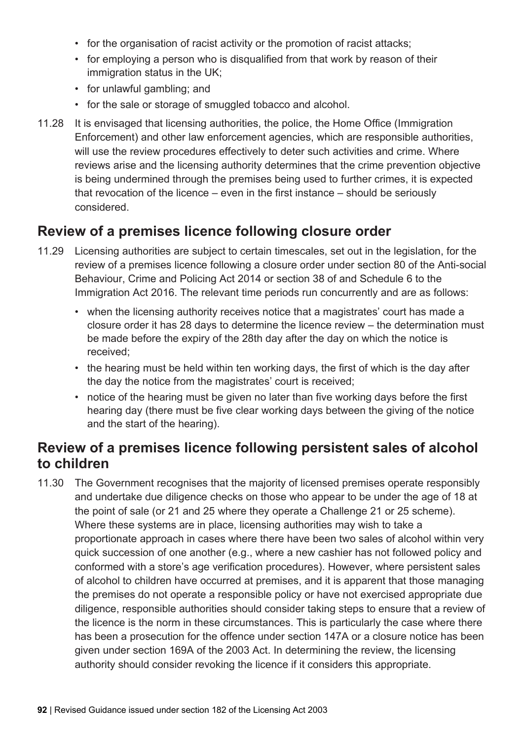- for the organisation of racist activity or the promotion of racist attacks;
- for employing a person who is disqualified from that work by reason of their immigration status in the UK;
- for unlawful gambling; and
- for the sale or storage of smuggled tobacco and alcohol.

11.28 It is envisaged that licensing authorities, the police, the Home Office (Immigration Enforcement) and other law enforcement agencies, which are responsible authorities, will use the review procedures effectively to deter such activities and crime. Where reviews arise and the licensing authority determines that the crime prevention objective is being undermined through the premises being used to further crimes, it is expected that revocation of the licence – even in the first instance – should be seriously considered.

## Review of a premises licence following closure order

11.29 Licensing authorities are subject to certain timescales, set out in the legislation, for the review of a premises licence following a closure order under section 80 of the Anti-social Behaviour, Crime and Policing Act 2014 or section 38 of and Schedule 6 to the Immigration Act 2016. The relevant time periods run concurrently and are as follows:

- when the licensing authority receives notice that a magistrates' court has made a closure order it has 28 days to determine the licence review – the determination must be made before the expiry of the 28th day after the day on which the notice is received;
- the hearing must be held within ten working days, the first of which is the day after the day the notice from the magistrates' court is received;
- notice of the hearing must be given no later than five working days before the first hearing day (there must be five clear working days between the giving of the notice and the start of the hearing).

## Review of a premises licence following persistent sales of alcohol to children

11.30 The Government recognises that the majority of licensed premises operate responsibly and undertake due diligence checks on those who appear to be under the age of 18 at the point of sale (or 21 and 25 where they operate a Challenge 21 or 25 scheme). Where these systems are in place, licensing authorities may wish to take a proportionate approach in cases where there have been two sales of alcohol within very quick succession of one another (e.g., where a new cashier has not followed policy and conformed with a store's age verification procedures). However, where persistent sales of alcohol to children have occurred at premises, and it is apparent that those managing the premises do not operate a responsible policy or have not exercised appropriate due diligence, responsible authorities should consider taking steps to ensure that a review of the licence is the norm in these circumstances. This is particularly the case where there has been a prosecution for the offence under section 147A or a closure notice has been given under section 169A of the 2003 Act. In determining the review, the licensing authority should consider revoking the licence if it considers this appropriate.